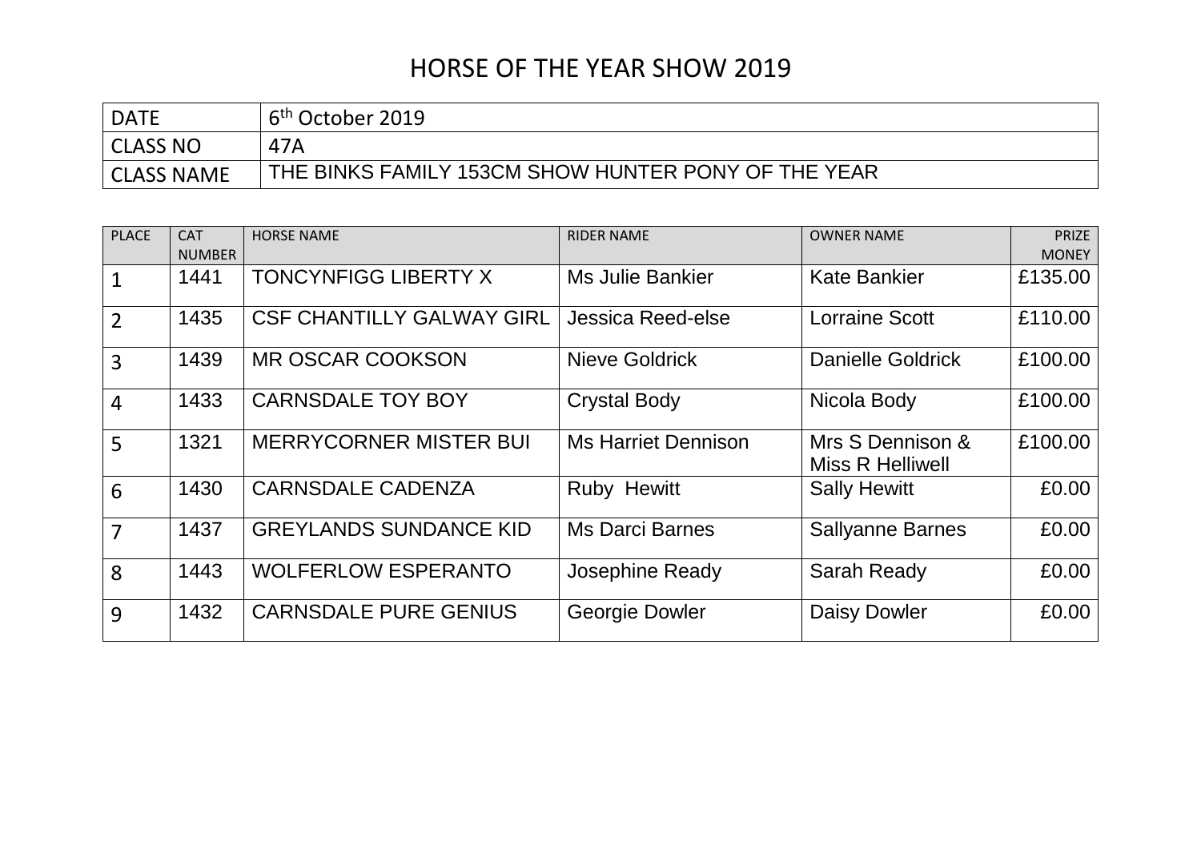# HORSE OF THE YEAR SHOW 2019

| DATE | 6th October 2019 |
|---|---|
| CLASS NO | 47A |
| CLASS NAME | THE BINKS FAMILY 153CM SHOW HUNTER PONY OF THE YEAR |

| PLACE | CAT NUMBER | HORSE NAME | RIDER NAME | OWNER NAME | PRIZE MONEY |
|---|---|---|---|---|---|
| 1 | 1441 | TONCYNFIGG LIBERTY X | Ms Julie Bankier | Kate Bankier | £135.00 |
| 2 | 1435 | CSF CHANTILLY GALWAY GIRL | Jessica Reed-else | Lorraine Scott | £110.00 |
| 3 | 1439 | MR OSCAR COOKSON | Nieve Goldrick | Danielle Goldrick | £100.00 |
| 4 | 1433 | CARNSDALE TOY BOY | Crystal Body | Nicola Body | £100.00 |
| 5 | 1321 | MERRYCORNER MISTER BUI | Ms Harriet Dennison | Mrs S Dennison & Miss R Helliwell | £100.00 |
| 6 | 1430 | CARNSDALE CADENZA | Ruby Hewitt | Sally Hewitt | £0.00 |
| 7 | 1437 | GREYLANDS SUNDANCE KID | Ms Darci Barnes | Sallyanne Barnes | £0.00 |
| 8 | 1443 | WOLFERLOW ESPERANTO | Josephine Ready | Sarah Ready | £0.00 |
| 9 | 1432 | CARNSDALE PURE GENIUS | Georgie Dowler | Daisy Dowler | £0.00 |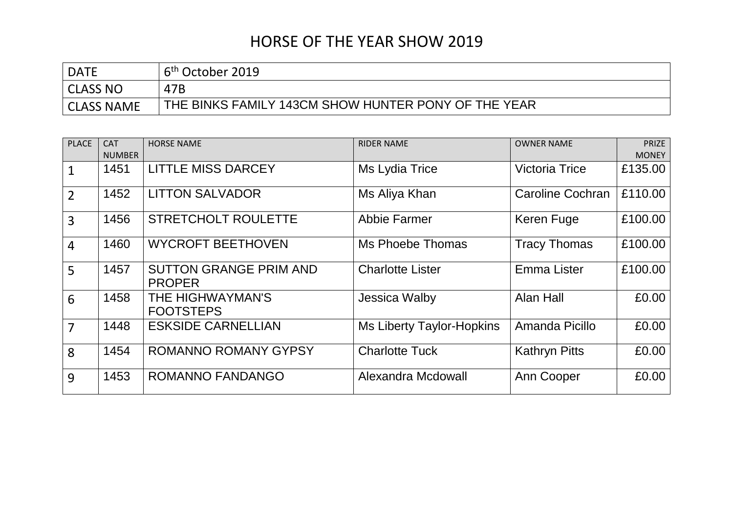# HORSE OF THE YEAR SHOW 2019

| DATE | 6th October 2019 |
|---|---|
| CLASS NO | 47B |
| CLASS NAME | THE BINKS FAMILY 143CM SHOW HUNTER PONY OF THE YEAR |

| PLACE | CAT NUMBER | HORSE NAME | RIDER NAME | OWNER NAME | PRIZE MONEY |
|---|---|---|---|---|---|
| 1 | 1451 | LITTLE MISS DARCEY | Ms Lydia Trice | Victoria Trice | £135.00 |
| 2 | 1452 | LITTON SALVADOR | Ms Aliya Khan | Caroline Cochran | £110.00 |
| 3 | 1456 | STRETCHOLT ROULETTE | Abbie Farmer | Keren Fuge | £100.00 |
| 4 | 1460 | WYCROFT BEETHOVEN | Ms Phoebe Thomas | Tracy Thomas | £100.00 |
| 5 | 1457 | SUTTON GRANGE PRIM AND PROPER | Charlotte Lister | Emma Lister | £100.00 |
| 6 | 1458 | THE HIGHWAYMAN'S FOOTSTEPS | Jessica Walby | Alan Hall | £0.00 |
| 7 | 1448 | ESKSIDE CARNELLIAN | Ms Liberty Taylor-Hopkins | Amanda Picillo | £0.00 |
| 8 | 1454 | ROMANNO ROMANY GYPSY | Charlotte Tuck | Kathryn Pitts | £0.00 |
| 9 | 1453 | ROMANNO FANDANGO | Alexandra Mcdowall | Ann Cooper | £0.00 |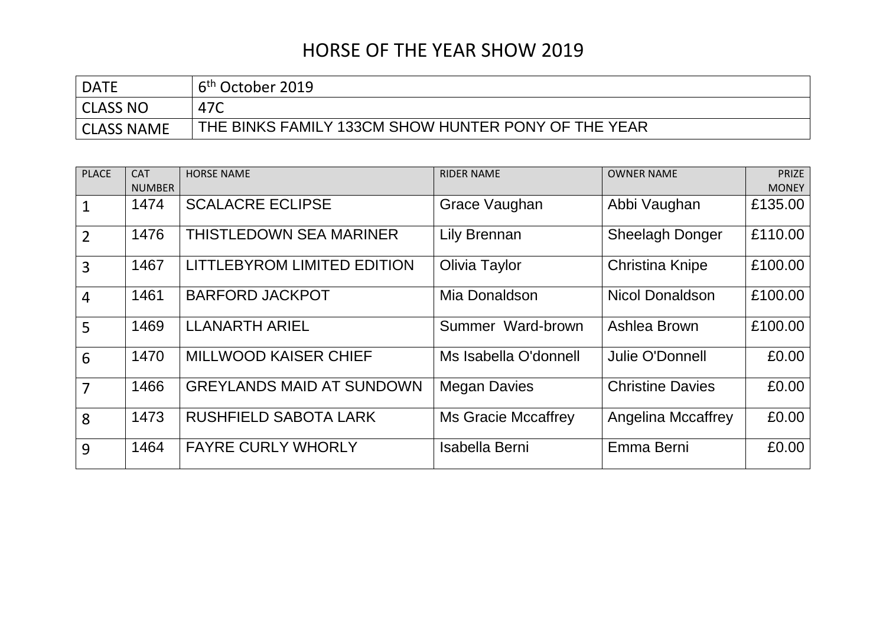# HORSE OF THE YEAR SHOW 2019

| DATE | 6th October 2019 |
|---|---|
| CLASS NO | 47C |
| CLASS NAME | THE BINKS FAMILY 133CM SHOW HUNTER PONY OF THE YEAR |

| PLACE | CAT NUMBER | HORSE NAME | RIDER NAME | OWNER NAME | PRIZE MONEY |
|---|---|---|---|---|---|
| 1 | 1474 | SCALACRE ECLIPSE | Grace Vaughan | Abbi Vaughan | £135.00 |
| 2 | 1476 | THISTLEDOWN SEA MARINER | Lily Brennan | Sheelagh Donger | £110.00 |
| 3 | 1467 | LITTLEBYROM LIMITED EDITION | Olivia Taylor | Christina Knipe | £100.00 |
| 4 | 1461 | BARFORD JACKPOT | Mia Donaldson | Nicol Donaldson | £100.00 |
| 5 | 1469 | LLANARTH ARIEL | Summer Ward-brown | Ashlea Brown | £100.00 |
| 6 | 1470 | MILLWOOD KAISER CHIEF | Ms Isabella O'donnell | Julie O'Donnell | £0.00 |
| 7 | 1466 | GREYLANDS MAID AT SUNDOWN | Megan Davies | Christine Davies | £0.00 |
| 8 | 1473 | RUSHFIELD SABOTA LARK | Ms Gracie Mccaffrey | Angelina Mccaffrey | £0.00 |
| 9 | 1464 | FAYRE CURLY WHORLY | Isabella Berni | Emma Berni | £0.00 |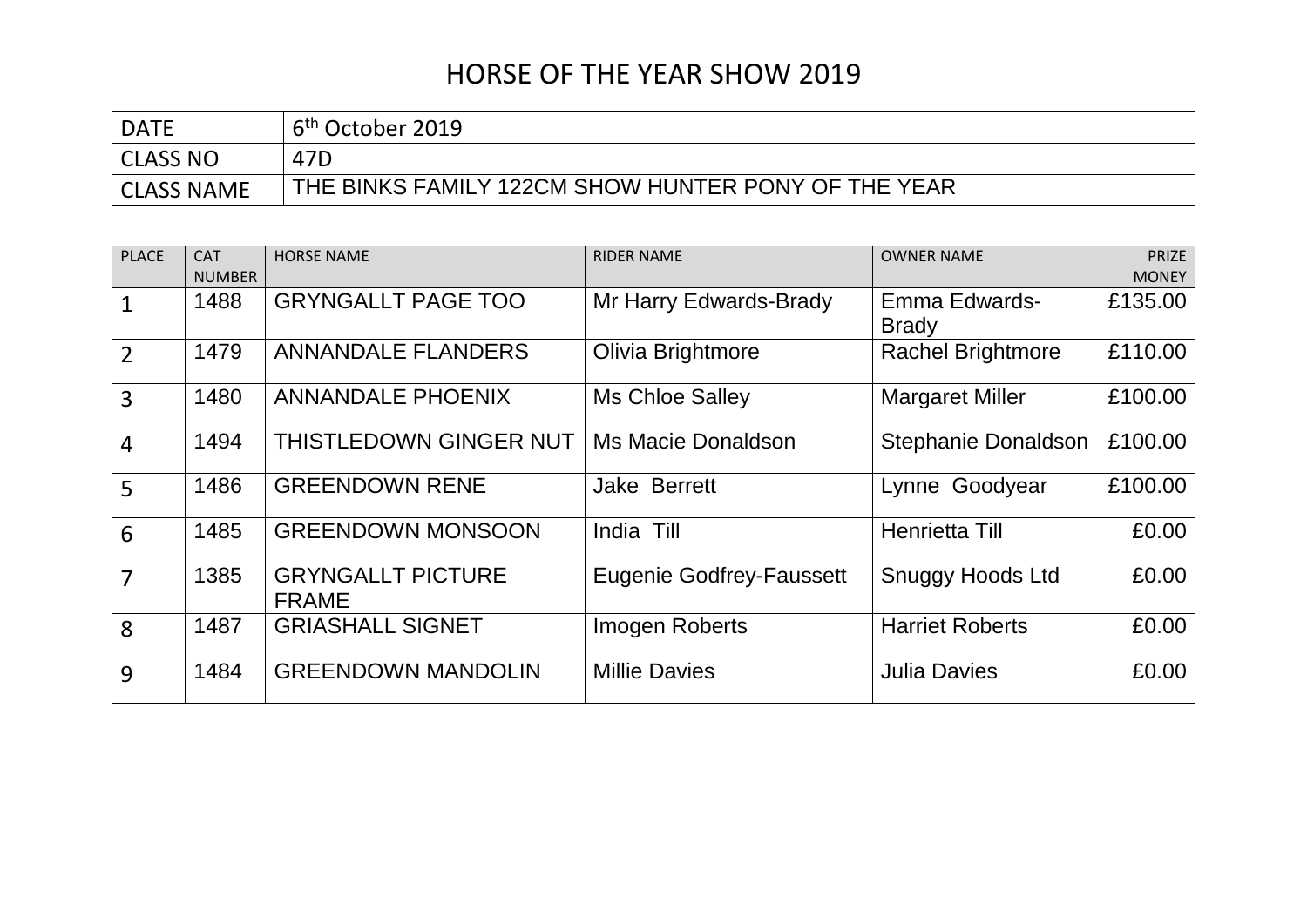# HORSE OF THE YEAR SHOW 2019

| DATE | 6th October 2019 |
|---|---|
| CLASS NO | 47D |
| CLASS NAME | THE BINKS FAMILY 122CM SHOW HUNTER PONY OF THE YEAR |

| PLACE | CAT NUMBER | HORSE NAME | RIDER NAME | OWNER NAME | PRIZE MONEY |
|---|---|---|---|---|---|
| 1 | 1488 | GRYNGALLT PAGE TOO | Mr Harry Edwards-Brady | Emma Edwards-Brady | £135.00 |
| 2 | 1479 | ANNANDALE FLANDERS | Olivia Brightmore | Rachel Brightmore | £110.00 |
| 3 | 1480 | ANNANDALE PHOENIX | Ms Chloe Salley | Margaret Miller | £100.00 |
| 4 | 1494 | THISTLEDOWN GINGER NUT | Ms Macie Donaldson | Stephanie Donaldson | £100.00 |
| 5 | 1486 | GREENDOWN RENE | Jake Berrett | Lynne Goodyear | £100.00 |
| 6 | 1485 | GREENDOWN MONSOON | India Till | Henrietta Till | £0.00 |
| 7 | 1385 | GRYNGALLT PICTURE FRAME | Eugenie Godfrey-Faussett | Snuggy Hoods Ltd | £0.00 |
| 8 | 1487 | GRIASHALL SIGNET | Imogen Roberts | Harriet Roberts | £0.00 |
| 9 | 1484 | GREENDOWN MANDOLIN | Millie Davies | Julia Davies | £0.00 |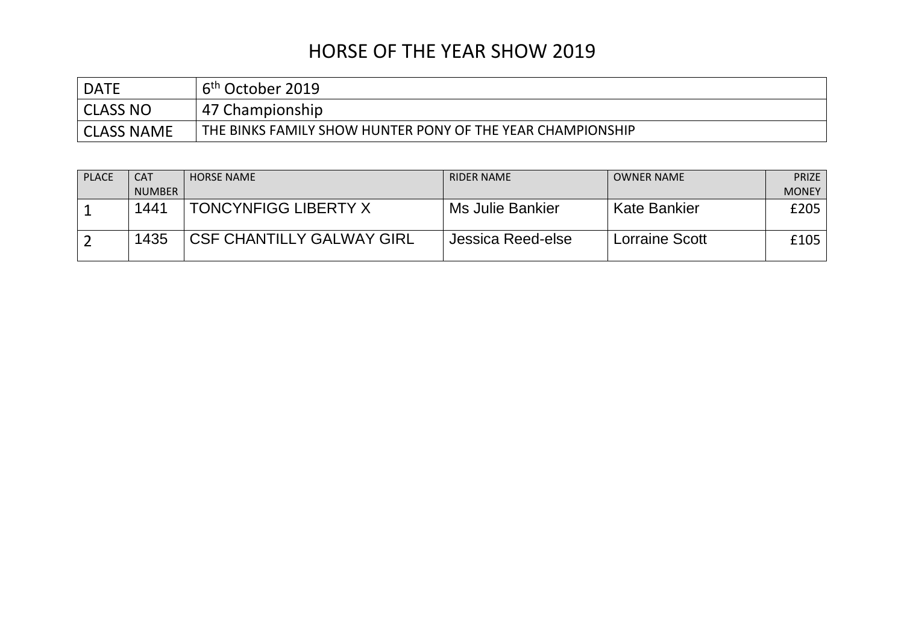# HORSE OF THE YEAR SHOW 2019

| | |
|---|---|
| DATE | 6th October 2019 |
| CLASS NO | 47 Championship |
| CLASS NAME | THE BINKS FAMILY SHOW HUNTER PONY OF THE YEAR CHAMPIONSHIP |

| PLACE | CAT NUMBER | HORSE NAME | RIDER NAME | OWNER NAME | PRIZE MONEY |
|---|---|---|---|---|---|
| 1 | 1441 | TONCYNFIGG LIBERTY X | Ms Julie Bankier | Kate Bankier | £205 |
| 2 | 1435 | CSF CHANTILLY GALWAY GIRL | Jessica Reed-else | Lorraine Scott | £105 |